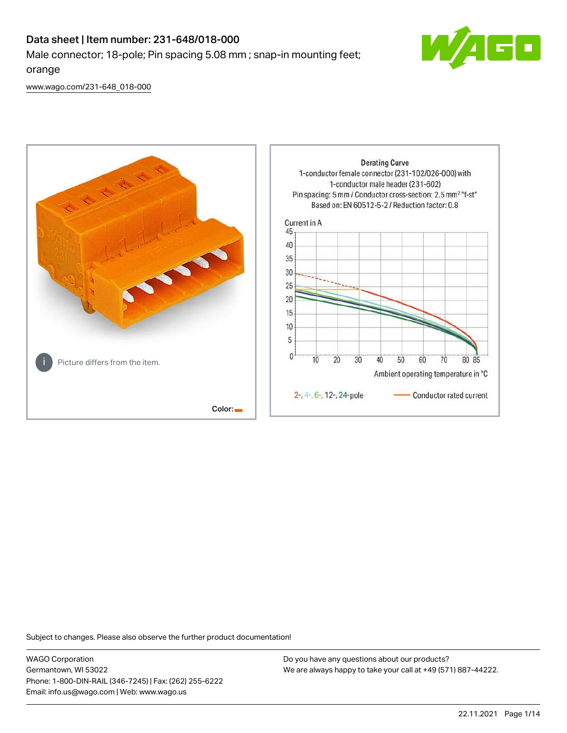# Data sheet | Item number: 231-648/018-000

Male connector; 18-pole; Pin spacing 5.08 mm ; snap-in mounting feet; orange

[www.wago.com/231-648_018-000](www.wago.com/231-648_018-000)

Picture differs from the item.

Color:

Derating Curve
1-conductor female connector (231-102/026-000) with 1-conductor male header (231-602)
Pin spacing: 5 mm / Conductor cross-section: 2.5 mm² "f-st"
Based on: EN 60512-5-2 / Reduction factor: 0.8

Current in A

Ambient operating temperature in °C

2-, 4-, 6-, 12-, 24-pole — Conductor rated current

Subject to changes. Please also observe the further product documentation!

WAGO Corporation
Germantown, WI 53022
Phone: 1-800-DIN-RAIL (346-7245) | Fax: (262) 255-6222
Email: info.us@wago.com | Web: www.wago.us

Do you have any questions about our products?
We are always happy to take your call at +49 (571) 887-44222.

22.11.2021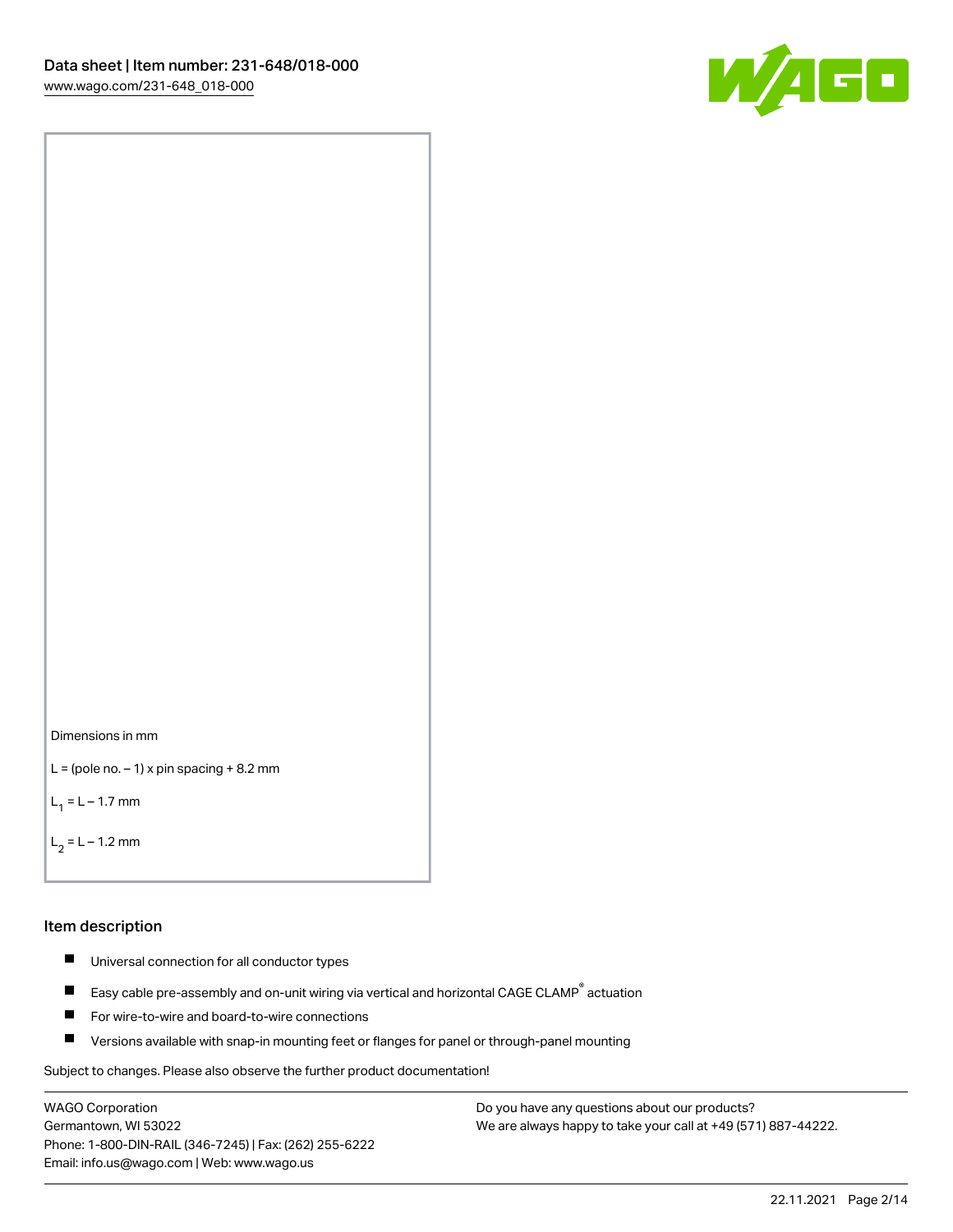Dimensions in mm

L = (pole no. – 1) x pin spacing + 8.2 mm

$L_1$ = L – 1.7 mm

$L_2$ = L – 1.2 mm

## Item description

- Universal connection for all conductor types
- Easy cable pre-assembly and on-unit wiring via vertical and horizontal CAGE CLAMP® actuation
- For wire-to-wire and board-to-wire connections
- Versions available with snap-in mounting feet or flanges for panel or through-panel mounting

Subject to changes. Please also observe the further product documentation!

WAGO Corporation
Germantown, WI 53022
Phone: 1-800-DIN-RAIL (346-7245) | Fax: (262) 255-6222
Email: info.us@wago.com | Web: www.wago.us

Do you have any questions about our products?
We are always happy to take your call at +49 (571) 887-44222.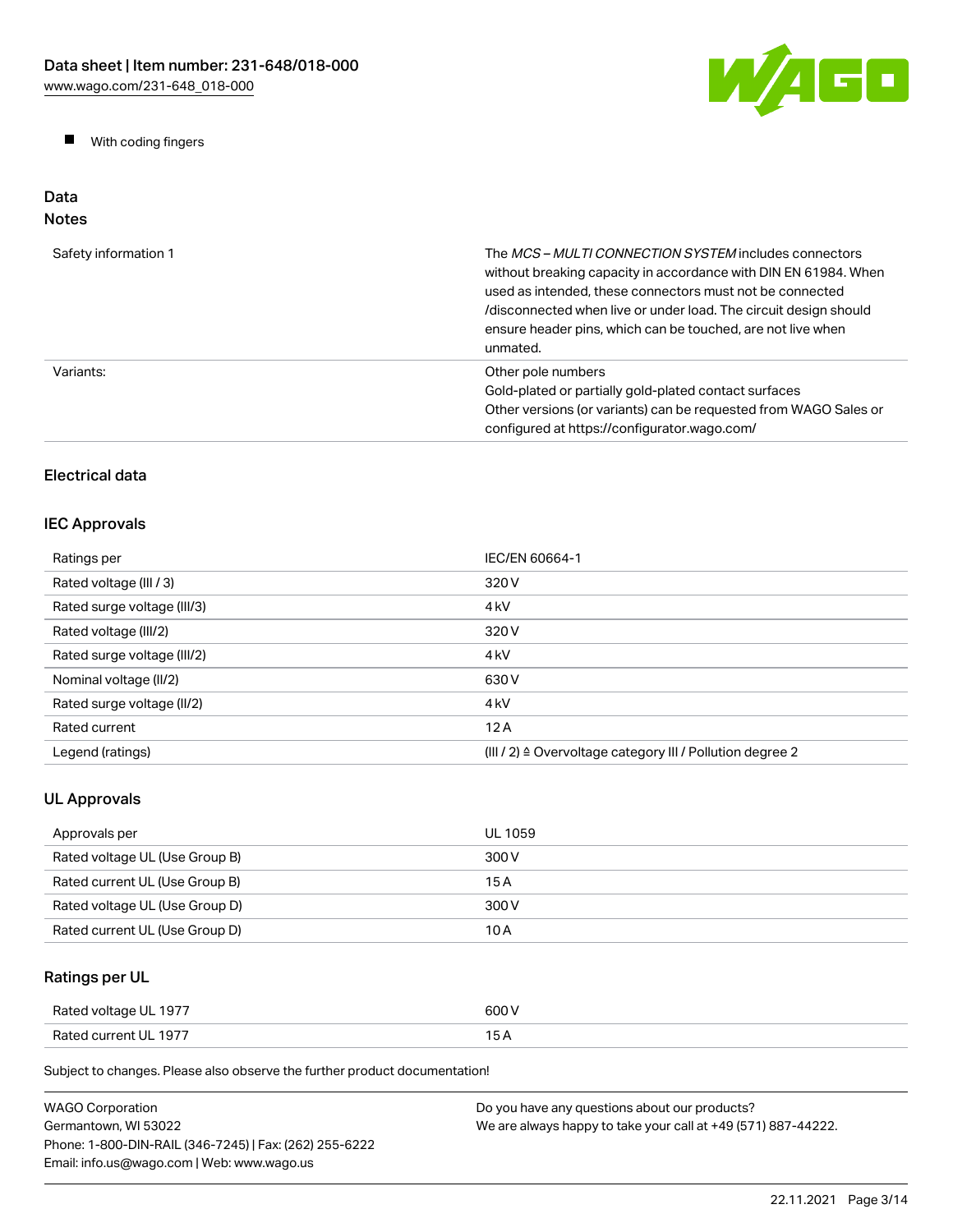- With coding fingers

## Data

### Notes

| | |
|---|---|
| Safety information 1 | The *MCS – MULTI CONNECTION SYSTEM* includes connectors without breaking capacity in accordance with DIN EN 61984. When used as intended, these connectors must not be connected /disconnected when live or under load. The circuit design should ensure header pins, which can be touched, are not live when unmated. |
| Variants: | Other pole numbers<br>Gold-plated or partially gold-plated contact surfaces<br>Other versions (or variants) can be requested from WAGO Sales or configured at https://configurator.wago.com/ |

### Electrical data

### IEC Approvals

| | |
|---|---|
| Ratings per | IEC/EN 60664-1 |
| Rated voltage (III / 3) | 320 V |
| Rated surge voltage (III/3) | 4 kV |
| Rated voltage (III/2) | 320 V |
| Rated surge voltage (III/2) | 4 kV |
| Nominal voltage (II/2) | 630 V |
| Rated surge voltage (II/2) | 4 kV |
| Rated current | 12 A |
| Legend (ratings) | (III / 2) ≙ Overvoltage category III / Pollution degree 2 |

### UL Approvals

| | |
|---|---|
| Approvals per | UL 1059 |
| Rated voltage UL (Use Group B) | 300 V |
| Rated current UL (Use Group B) | 15 A |
| Rated voltage UL (Use Group D) | 300 V |
| Rated current UL (Use Group D) | 10 A |

### Ratings per UL

| | |
|---|---|
| Rated voltage UL 1977 | 600 V |
| Rated current UL 1977 | 15 A |

Subject to changes. Please also observe the further product documentation!

WAGO Corporation
Germantown, WI 53022
Phone: 1-800-DIN-RAIL (346-7245) | Fax: (262) 255-6222
Email: info.us@wago.com | Web: www.wago.us

Do you have any questions about our products?
We are always happy to take your call at +49 (571) 887-44222.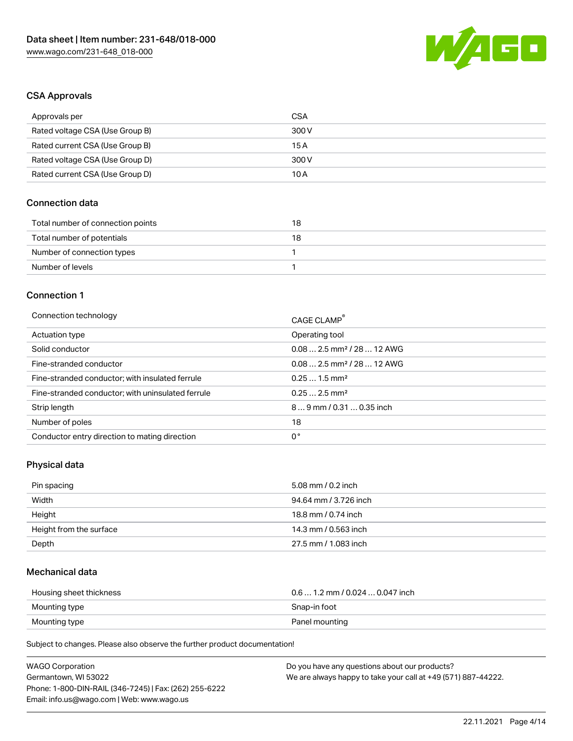## CSA Approvals

| Approvals per | CSA |
| --- | --- |
| Rated voltage CSA (Use Group B) | 300 V |
| Rated current CSA (Use Group B) | 15 A |
| Rated voltage CSA (Use Group D) | 300 V |
| Rated current CSA (Use Group D) | 10 A |

## Connection data

| Total number of connection points | 18 |
| --- | --- |
| Total number of potentials | 18 |
| Number of connection types | 1 |
| Number of levels | 1 |

## Connection 1

| Connection technology | CAGE CLAMP® |
| --- | --- |
| Actuation type | Operating tool |
| Solid conductor | 0.08 … 2.5 mm² / 28 … 12 AWG |
| Fine-stranded conductor | 0.08 … 2.5 mm² / 28 … 12 AWG |
| Fine-stranded conductor; with insulated ferrule | 0.25 … 1.5 mm² |
| Fine-stranded conductor; with uninsulated ferrule | 0.25 … 2.5 mm² |
| Strip length | 8 … 9 mm / 0.31 … 0.35 inch |
| Number of poles | 18 |
| Conductor entry direction to mating direction | 0 ° |

## Physical data

| Pin spacing | 5.08 mm / 0.2 inch |
| --- | --- |
| Width | 94.64 mm / 3.726 inch |
| Height | 18.8 mm / 0.74 inch |
| Height from the surface | 14.3 mm / 0.563 inch |
| Depth | 27.5 mm / 1.083 inch |

## Mechanical data

| Housing sheet thickness | 0.6 … 1.2 mm / 0.024 … 0.047 inch |
| --- | --- |
| Mounting type | Snap-in foot |
| Mounting type | Panel mounting |

Subject to changes. Please also observe the further product documentation!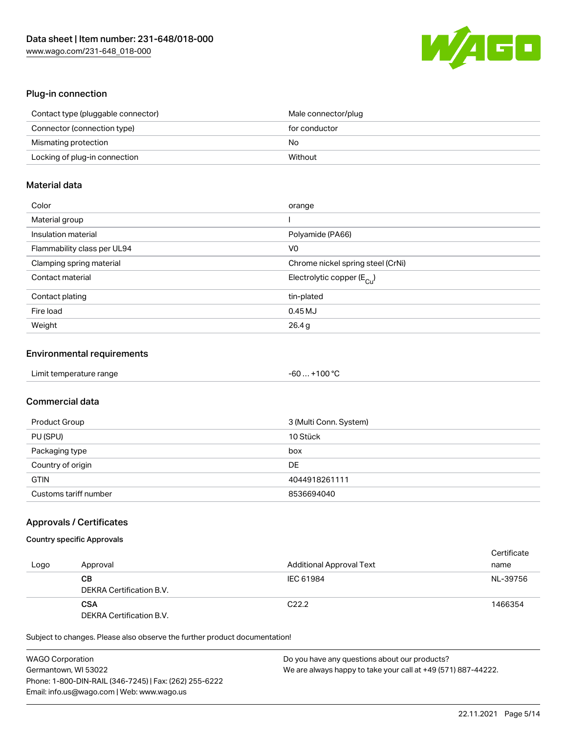## Plug-in connection

| | |
|---|---|
| Contact type (pluggable connector) | Male connector/plug |
| Connector (connection type) | for conductor |
| Mismating protection | No |
| Locking of plug-in connection | Without |

## Material data

| | |
|---|---|
| Color | orange |
| Material group | I |
| Insulation material | Polyamide (PA66) |
| Flammability class per UL94 | V0 |
| Clamping spring material | Chrome nickel spring steel (CrNi) |
| Contact material | Electrolytic copper ($E_{Cu}$) |
| Contact plating | tin-plated |
| Fire load | 0.45 MJ |
| Weight | 26.4 g |

## Environmental requirements

| | |
|---|---|
| Limit temperature range | -60 … +100 °C |

## Commercial data

| | |
|---|---|
| Product Group | 3 (Multi Conn. System) |
| PU (SPU) | 10 Stück |
| Packaging type | box |
| Country of origin | DE |
| GTIN | 4044918261111 |
| Customs tariff number | 8536694040 |

## Approvals / Certificates

### Country specific Approvals

| Logo | Approval | Additional Approval Text | Certificate name |
|---|---|---|---|
| | **CB**<br>DEKRA Certification B.V. | IEC 61984 | NL-39756 |
| | **CSA**<br>DEKRA Certification B.V. | C22.2 | 1466354 |

Subject to changes. Please also observe the further product documentation!

WAGO Corporation
Germantown, WI 53022
Phone: 1-800-DIN-RAIL (346-7245) | Fax: (262) 255-6222
Email: info.us@wago.com | Web: www.wago.us

Do you have any questions about our products?
We are always happy to take your call at +49 (571) 887-44222.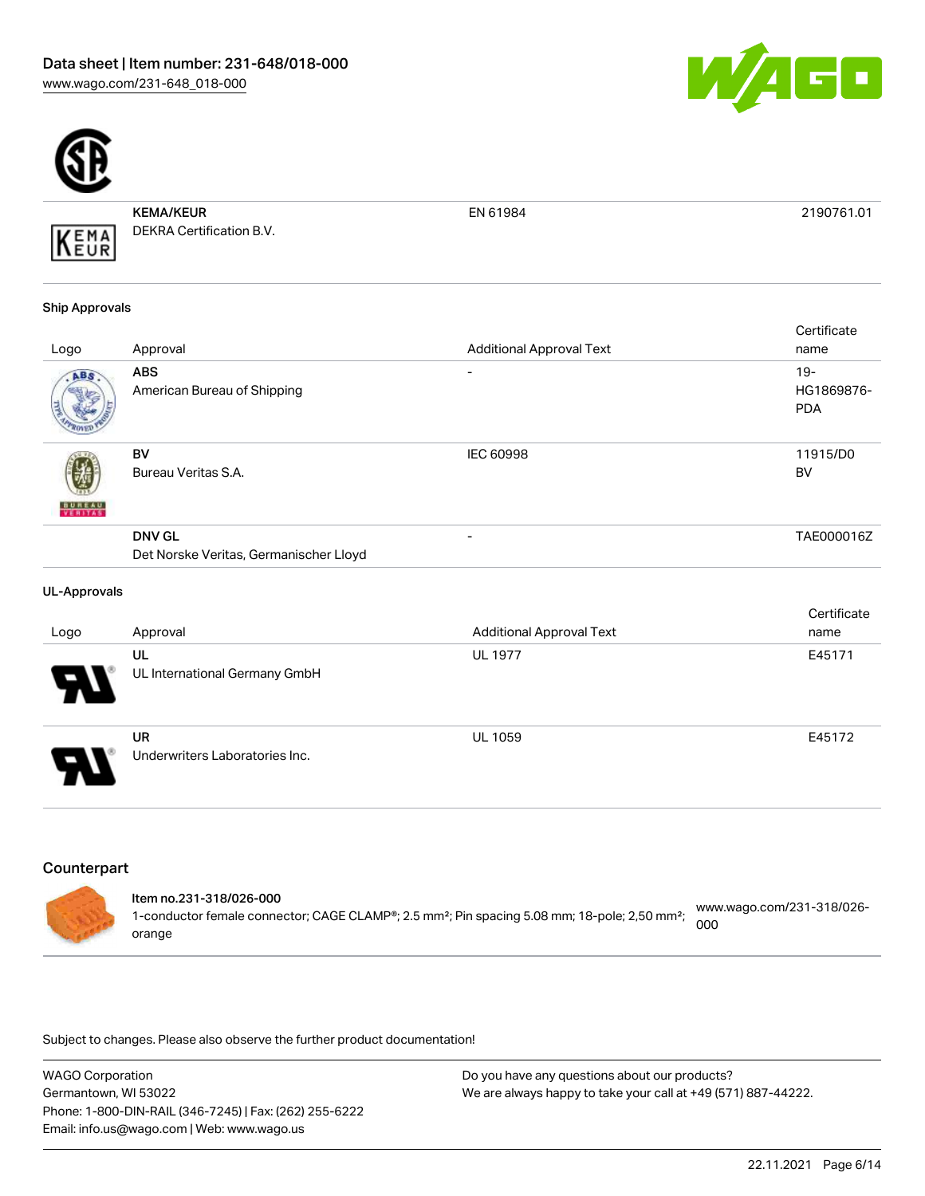| Logo | Approval | Additional Approval Text | Certificate name |
| --- | --- | --- | --- |
| | **KEMA/KEUR**<br>DEKRA Certification B.V. | EN 61984 | 2190761.01 |

**Ship Approvals**

| Logo | Approval | Additional Approval Text | Certificate name |
| --- | --- | --- | --- |
| | **ABS**<br>American Bureau of Shipping | - | 19-HG1869876-PDA |
| | **BV**<br>Bureau Veritas S.A. | IEC 60998 | 11915/D0 BV |
| | **DNV GL**<br>Det Norske Veritas, Germanischer Lloyd | - | TAE000016Z |

**UL-Approvals**

| Logo | Approval | Additional Approval Text | Certificate name |
| --- | --- | --- | --- |
| | **UL**<br>UL International Germany GmbH | UL 1977 | E45171 |
| | **UR**<br>Underwriters Laboratories Inc. | UL 1059 | E45172 |

## Counterpart

**Item no.231-318/026-000**
1-conductor female connector; CAGE CLAMP®; 2.5 mm²; Pin spacing 5.08 mm; 18-pole; 2,50 mm²; orange
www.wago.com/231-318/026-000

Subject to changes. Please also observe the further product documentation!

WAGO Corporation
Germantown, WI 53022
Phone: 1-800-DIN-RAIL (346-7245) | Fax: (262) 255-6222
Email: info.us@wago.com | Web: www.wago.us

Do you have any questions about our products?
We are always happy to take your call at +49 (571) 887-44222.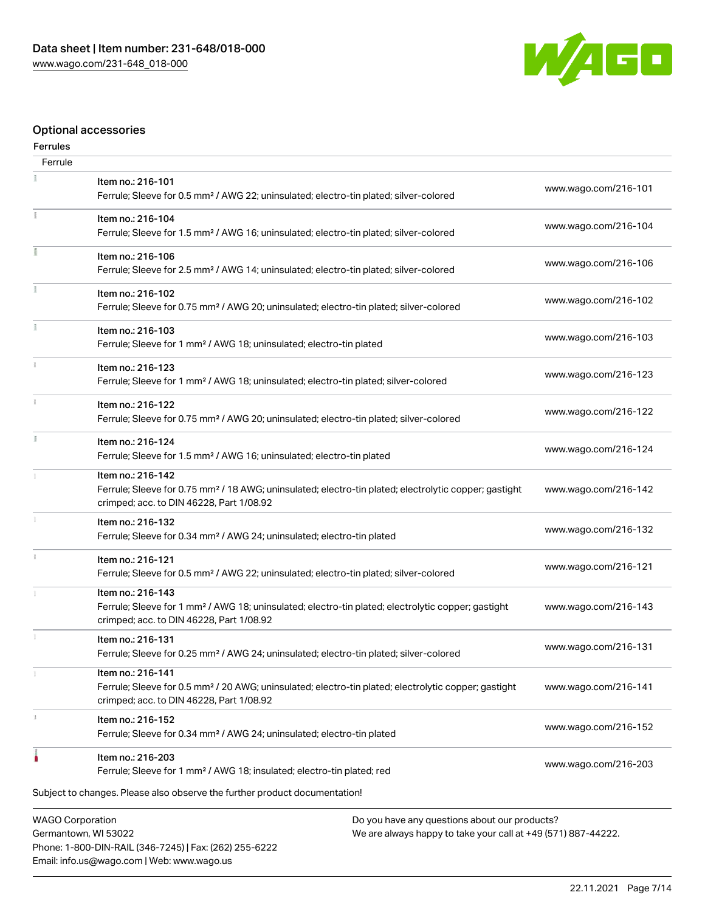## Optional accessories

### Ferrules

| Ferrule | | |
| --- | --- | --- |
| | Item no.: 216-101<br>Ferrule; Sleeve for 0.5 mm² / AWG 22; uninsulated; electro-tin plated; silver-colored | www.wago.com/216-101 |
| | Item no.: 216-104<br>Ferrule; Sleeve for 1.5 mm² / AWG 16; uninsulated; electro-tin plated; silver-colored | www.wago.com/216-104 |
| | Item no.: 216-106<br>Ferrule; Sleeve for 2.5 mm² / AWG 14; uninsulated; electro-tin plated; silver-colored | www.wago.com/216-106 |
| | Item no.: 216-102<br>Ferrule; Sleeve for 0.75 mm² / AWG 20; uninsulated; electro-tin plated; silver-colored | www.wago.com/216-102 |
| | Item no.: 216-103<br>Ferrule; Sleeve for 1 mm² / AWG 18; uninsulated; electro-tin plated | www.wago.com/216-103 |
| | Item no.: 216-123<br>Ferrule; Sleeve for 1 mm² / AWG 18; uninsulated; electro-tin plated; silver-colored | www.wago.com/216-123 |
| | Item no.: 216-122<br>Ferrule; Sleeve for 0.75 mm² / AWG 20; uninsulated; electro-tin plated; silver-colored | www.wago.com/216-122 |
| | Item no.: 216-124<br>Ferrule; Sleeve for 1.5 mm² / AWG 16; uninsulated; electro-tin plated | www.wago.com/216-124 |
| | Item no.: 216-142<br>Ferrule; Sleeve for 0.75 mm² / 18 AWG; uninsulated; electro-tin plated; electrolytic copper; gastight crimped; acc. to DIN 46228, Part 1/08.92 | www.wago.com/216-142 |
| | Item no.: 216-132<br>Ferrule; Sleeve for 0.34 mm² / AWG 24; uninsulated; electro-tin plated | www.wago.com/216-132 |
| | Item no.: 216-121<br>Ferrule; Sleeve for 0.5 mm² / AWG 22; uninsulated; electro-tin plated; silver-colored | www.wago.com/216-121 |
| | Item no.: 216-143<br>Ferrule; Sleeve for 1 mm² / AWG 18; uninsulated; electro-tin plated; electrolytic copper; gastight crimped; acc. to DIN 46228, Part 1/08.92 | www.wago.com/216-143 |
| | Item no.: 216-131<br>Ferrule; Sleeve for 0.25 mm² / AWG 24; uninsulated; electro-tin plated; silver-colored | www.wago.com/216-131 |
| | Item no.: 216-141<br>Ferrule; Sleeve for 0.5 mm² / 20 AWG; uninsulated; electro-tin plated; electrolytic copper; gastight crimped; acc. to DIN 46228, Part 1/08.92 | www.wago.com/216-141 |
| | Item no.: 216-152<br>Ferrule; Sleeve for 0.34 mm² / AWG 24; uninsulated; electro-tin plated | www.wago.com/216-152 |
| | Item no.: 216-203<br>Ferrule; Sleeve for 1 mm² / AWG 18; insulated; electro-tin plated; red | www.wago.com/216-203 |

Subject to changes. Please also observe the further product documentation!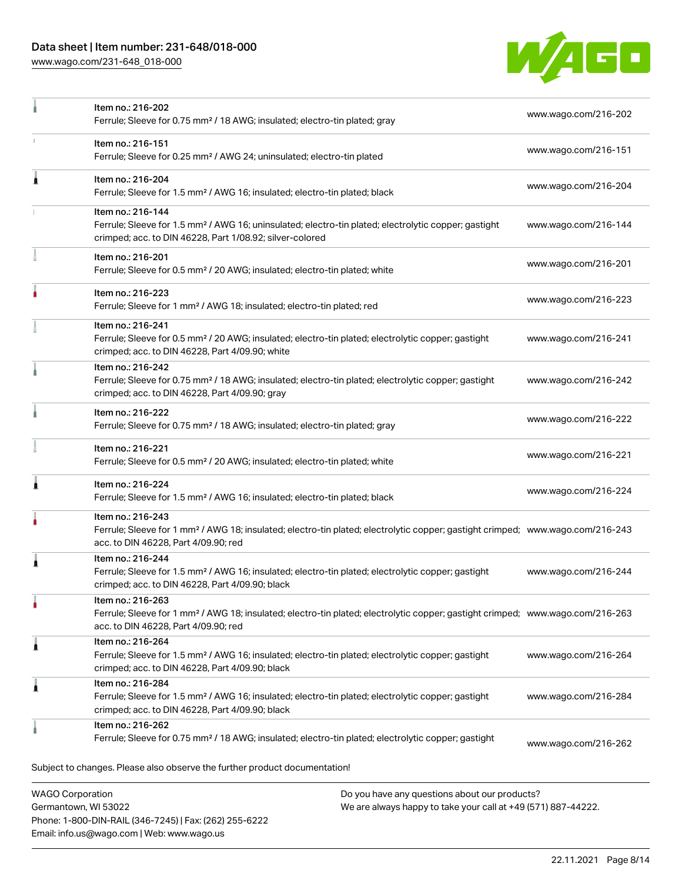| | | |
|---|---|---|
| | Item no.: 216-202<br>Ferrule; Sleeve for 0.75 mm² / 18 AWG; insulated; electro-tin plated; gray | www.wago.com/216-202 |
| | Item no.: 216-151<br>Ferrule; Sleeve for 0.25 mm² / AWG 24; uninsulated; electro-tin plated | www.wago.com/216-151 |
| | Item no.: 216-204<br>Ferrule; Sleeve for 1.5 mm² / AWG 16; insulated; electro-tin plated; black | www.wago.com/216-204 |
| | Item no.: 216-144<br>Ferrule; Sleeve for 1.5 mm² / AWG 16; uninsulated; electro-tin plated; electrolytic copper; gastight crimped; acc. to DIN 46228, Part 1/08.92; silver-colored | www.wago.com/216-144 |
| | Item no.: 216-201<br>Ferrule; Sleeve for 0.5 mm² / 20 AWG; insulated; electro-tin plated; white | www.wago.com/216-201 |
| | Item no.: 216-223<br>Ferrule; Sleeve for 1 mm² / AWG 18; insulated; electro-tin plated; red | www.wago.com/216-223 |
| | Item no.: 216-241<br>Ferrule; Sleeve for 0.5 mm² / 20 AWG; insulated; electro-tin plated; electrolytic copper; gastight crimped; acc. to DIN 46228, Part 4/09.90; white | www.wago.com/216-241 |
| | Item no.: 216-242<br>Ferrule; Sleeve for 0.75 mm² / 18 AWG; insulated; electro-tin plated; electrolytic copper; gastight crimped; acc. to DIN 46228, Part 4/09.90; gray | www.wago.com/216-242 |
| | Item no.: 216-222<br>Ferrule; Sleeve for 0.75 mm² / 18 AWG; insulated; electro-tin plated; gray | www.wago.com/216-222 |
| | Item no.: 216-221<br>Ferrule; Sleeve for 0.5 mm² / 20 AWG; insulated; electro-tin plated; white | www.wago.com/216-221 |
| | Item no.: 216-224<br>Ferrule; Sleeve for 1.5 mm² / AWG 16; insulated; electro-tin plated; black | www.wago.com/216-224 |
| | Item no.: 216-243<br>Ferrule; Sleeve for 1 mm² / AWG 18; insulated; electro-tin plated; electrolytic copper; gastight crimped; acc. to DIN 46228, Part 4/09.90; red | www.wago.com/216-243 |
| | Item no.: 216-244<br>Ferrule; Sleeve for 1.5 mm² / AWG 16; insulated; electro-tin plated; electrolytic copper; gastight crimped; acc. to DIN 46228, Part 4/09.90; black | www.wago.com/216-244 |
| | Item no.: 216-263<br>Ferrule; Sleeve for 1 mm² / AWG 18; insulated; electro-tin plated; electrolytic copper; gastight crimped; acc. to DIN 46228, Part 4/09.90; red | www.wago.com/216-263 |
| | Item no.: 216-264<br>Ferrule; Sleeve for 1.5 mm² / AWG 16; insulated; electro-tin plated; electrolytic copper; gastight crimped; acc. to DIN 46228, Part 4/09.90; black | www.wago.com/216-264 |
| | Item no.: 216-284<br>Ferrule; Sleeve for 1.5 mm² / AWG 16; insulated; electro-tin plated; electrolytic copper; gastight crimped; acc. to DIN 46228, Part 4/09.90; black | www.wago.com/216-284 |
| | Item no.: 216-262<br>Ferrule; Sleeve for 0.75 mm² / 18 AWG; insulated; electro-tin plated; electrolytic copper; gastight | www.wago.com/216-262 |

Subject to changes. Please also observe the further product documentation!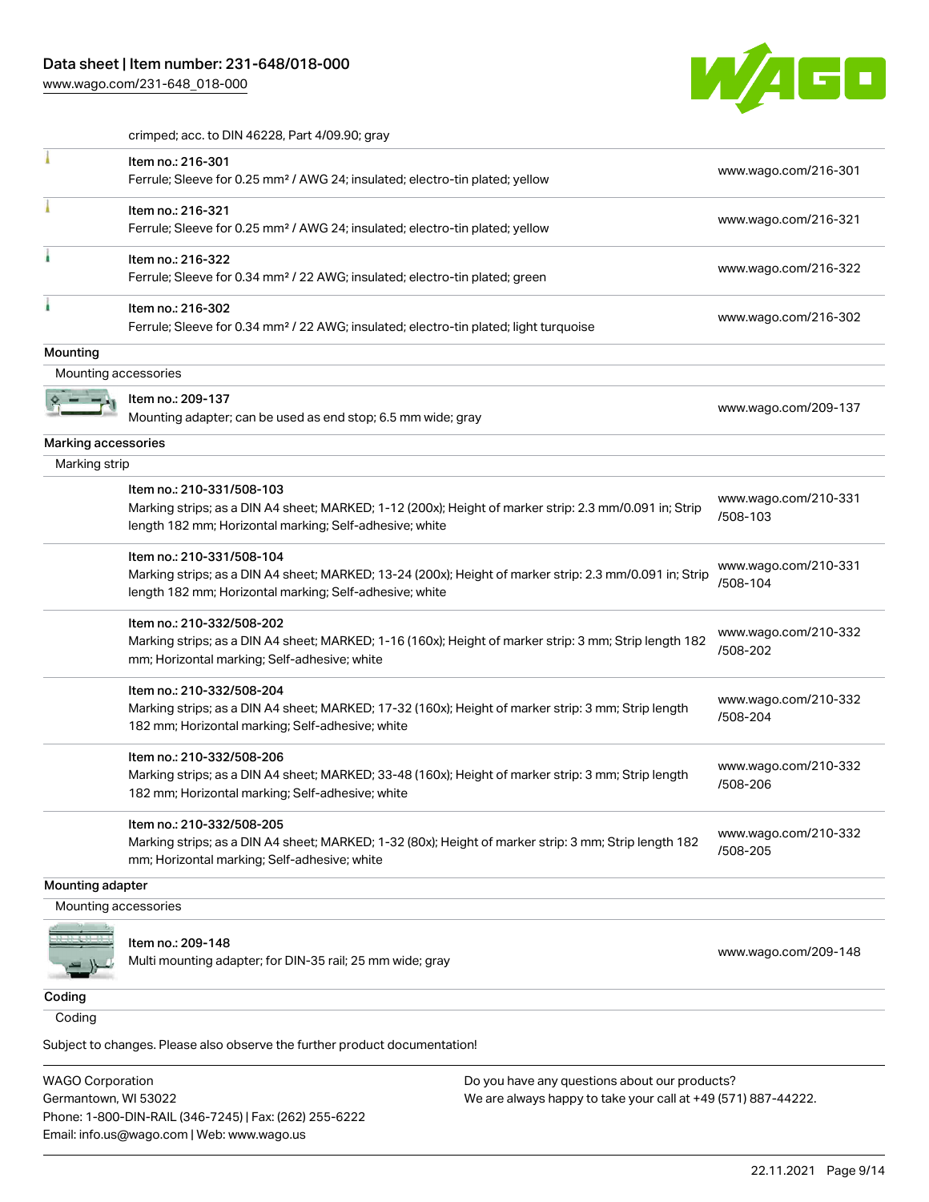crimped; acc. to DIN 46228, Part 4/09.90; gray

| | | |
|---|---|---|
| | Item no.: 216-301<br>Ferrule; Sleeve for 0.25 mm² / AWG 24; insulated; electro-tin plated; yellow | www.wago.com/216-301 |
| | Item no.: 216-321<br>Ferrule; Sleeve for 0.25 mm² / AWG 24; insulated; electro-tin plated; yellow | www.wago.com/216-321 |
| | Item no.: 216-322<br>Ferrule; Sleeve for 0.34 mm² / 22 AWG; insulated; electro-tin plated; green | www.wago.com/216-322 |
| | Item no.: 216-302<br>Ferrule; Sleeve for 0.34 mm² / 22 AWG; insulated; electro-tin plated; light turquoise | www.wago.com/216-302 |

**Mounting**

Mounting accessories

| | | |
|---|---|---|
| | Item no.: 209-137<br>Mounting adapter; can be used as end stop; 6.5 mm wide; gray | www.wago.com/209-137 |

**Marking accessories**

Marking strip

| | | |
|---|---|---|
| | Item no.: 210-331/508-103<br>Marking strips; as a DIN A4 sheet; MARKED; 1-12 (200x); Height of marker strip: 2.3 mm/0.091 in; Strip length 182 mm; Horizontal marking; Self-adhesive; white | www.wago.com/210-331/508-103 |
| | Item no.: 210-331/508-104<br>Marking strips; as a DIN A4 sheet; MARKED; 13-24 (200x); Height of marker strip: 2.3 mm/0.091 in; Strip length 182 mm; Horizontal marking; Self-adhesive; white | www.wago.com/210-331/508-104 |
| | Item no.: 210-332/508-202<br>Marking strips; as a DIN A4 sheet; MARKED; 1-16 (160x); Height of marker strip: 3 mm; Strip length 182 mm; Horizontal marking; Self-adhesive; white | www.wago.com/210-332/508-202 |
| | Item no.: 210-332/508-204<br>Marking strips; as a DIN A4 sheet; MARKED; 17-32 (160x); Height of marker strip: 3 mm; Strip length 182 mm; Horizontal marking; Self-adhesive; white | www.wago.com/210-332/508-204 |
| | Item no.: 210-332/508-206<br>Marking strips; as a DIN A4 sheet; MARKED; 33-48 (160x); Height of marker strip: 3 mm; Strip length 182 mm; Horizontal marking; Self-adhesive; white | www.wago.com/210-332/508-206 |
| | Item no.: 210-332/508-205<br>Marking strips; as a DIN A4 sheet; MARKED; 1-32 (80x); Height of marker strip: 3 mm; Strip length 182 mm; Horizontal marking; Self-adhesive; white | www.wago.com/210-332/508-205 |

**Mounting adapter**

Mounting accessories

| | | |
|---|---|---|
| | Item no.: 209-148<br>Multi mounting adapter; for DIN-35 rail; 25 mm wide; gray | www.wago.com/209-148 |

**Coding**

Coding

Subject to changes. Please also observe the further product documentation!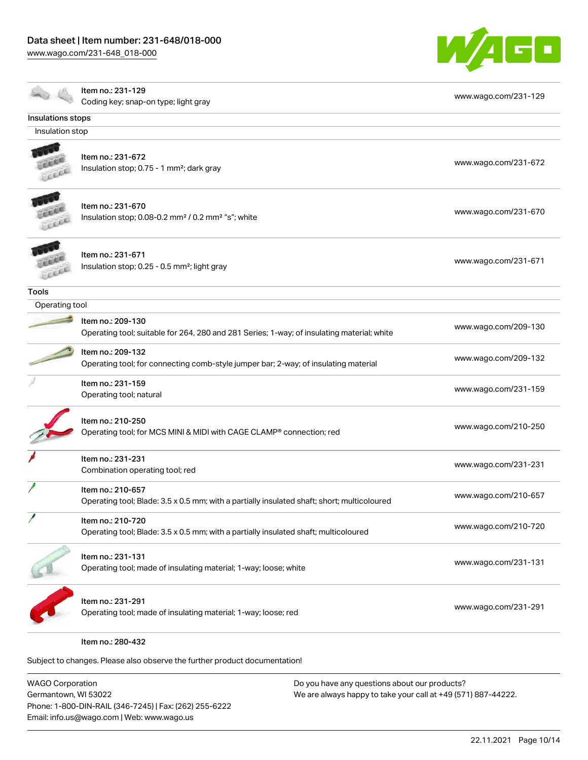| Item | URL |
| --- | --- |
| Item no.: 231-129<br>Coding key; snap-on type; light gray | www.wago.com/231-129 |

## Insulations stops

### Insulation stop

| Item | URL |
| --- | --- |
| Item no.: 231-672<br>Insulation stop; 0.75 - 1 mm²; dark gray | www.wago.com/231-672 |
| Item no.: 231-670<br>Insulation stop; 0.08-0.2 mm² / 0.2 mm² "s"; white | www.wago.com/231-670 |
| Item no.: 231-671<br>Insulation stop; 0.25 - 0.5 mm²; light gray | www.wago.com/231-671 |

## Tools

### Operating tool

| Item | URL |
| --- | --- |
| Item no.: 209-130<br>Operating tool; suitable for 264, 280 and 281 Series; 1-way; of insulating material; white | www.wago.com/209-130 |
| Item no.: 209-132<br>Operating tool; for connecting comb-style jumper bar; 2-way; of insulating material | www.wago.com/209-132 |
| Item no.: 231-159<br>Operating tool; natural | www.wago.com/231-159 |
| Item no.: 210-250<br>Operating tool; for MCS MINI & MIDI with CAGE CLAMP® connection; red | www.wago.com/210-250 |
| Item no.: 231-231<br>Combination operating tool; red | www.wago.com/231-231 |
| Item no.: 210-657<br>Operating tool; Blade: 3.5 x 0.5 mm; with a partially insulated shaft; short; multicoloured | www.wago.com/210-657 |
| Item no.: 210-720<br>Operating tool; Blade: 3.5 x 0.5 mm; with a partially insulated shaft; multicoloured | www.wago.com/210-720 |
| Item no.: 231-131<br>Operating tool; made of insulating material; 1-way; loose; white | www.wago.com/231-131 |
| Item no.: 231-291<br>Operating tool; made of insulating material; 1-way; loose; red | www.wago.com/231-291 |
| Item no.: 280-432 | |

Subject to changes. Please also observe the further product documentation!

WAGO Corporation
Germantown, WI 53022
Phone: 1-800-DIN-RAIL (346-7245) | Fax: (262) 255-6222
Email: info.us@wago.com | Web: www.wago.us

Do you have any questions about our products?
We are always happy to take your call at +49 (571) 887-44222.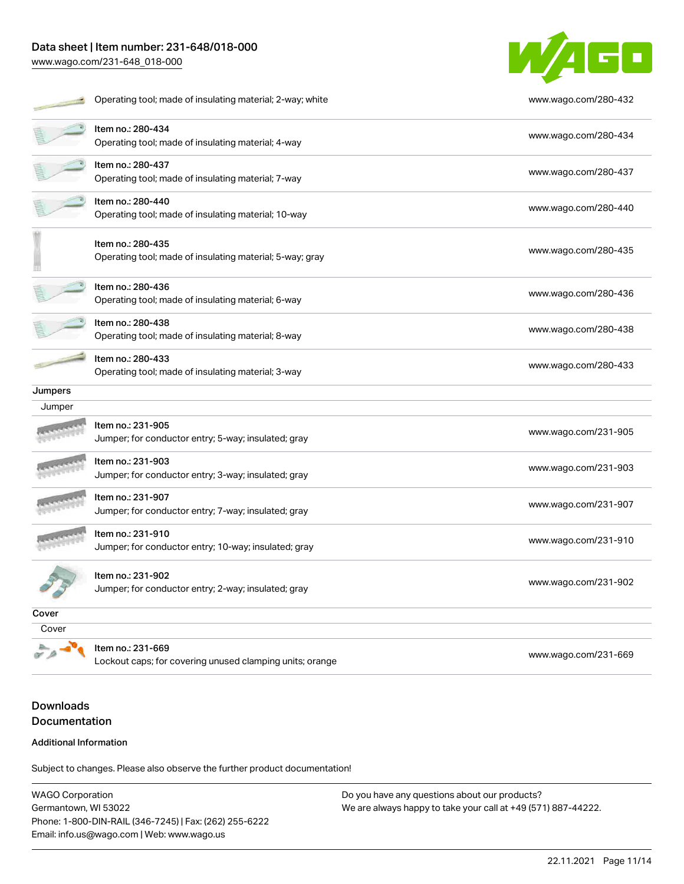| | |
|---|---|
| Operating tool; made of insulating material; 2-way; white | www.wago.com/280-432 |
| Item no.: 280-434<br>Operating tool; made of insulating material; 4-way | www.wago.com/280-434 |
| Item no.: 280-437<br>Operating tool; made of insulating material; 7-way | www.wago.com/280-437 |
| Item no.: 280-440<br>Operating tool; made of insulating material; 10-way | www.wago.com/280-440 |
| Item no.: 280-435<br>Operating tool; made of insulating material; 5-way; gray | www.wago.com/280-435 |
| Item no.: 280-436<br>Operating tool; made of insulating material; 6-way | www.wago.com/280-436 |
| Item no.: 280-438<br>Operating tool; made of insulating material; 8-way | www.wago.com/280-438 |
| Item no.: 280-433<br>Operating tool; made of insulating material; 3-way | www.wago.com/280-433 |

**Jumpers**

Jumper

| | |
|---|---|
| Item no.: 231-905<br>Jumper; for conductor entry; 5-way; insulated; gray | www.wago.com/231-905 |
| Item no.: 231-903<br>Jumper; for conductor entry; 3-way; insulated; gray | www.wago.com/231-903 |
| Item no.: 231-907<br>Jumper; for conductor entry; 7-way; insulated; gray | www.wago.com/231-907 |
| Item no.: 231-910<br>Jumper; for conductor entry; 10-way; insulated; gray | www.wago.com/231-910 |
| Item no.: 231-902<br>Jumper; for conductor entry; 2-way; insulated; gray | www.wago.com/231-902 |

**Cover**

Cover

| | |
|---|---|
| Item no.: 231-669<br>Lockout caps; for covering unused clamping units; orange | www.wago.com/231-669 |

## Downloads

## Documentation

### Additional Information

Subject to changes. Please also observe the further product documentation!

WAGO Corporation
Germantown, WI 53022
Phone: 1-800-DIN-RAIL (346-7245) | Fax: (262) 255-6222
Email: info.us@wago.com | Web: www.wago.us

Do you have any questions about our products?
We are always happy to take your call at +49 (571) 887-44222.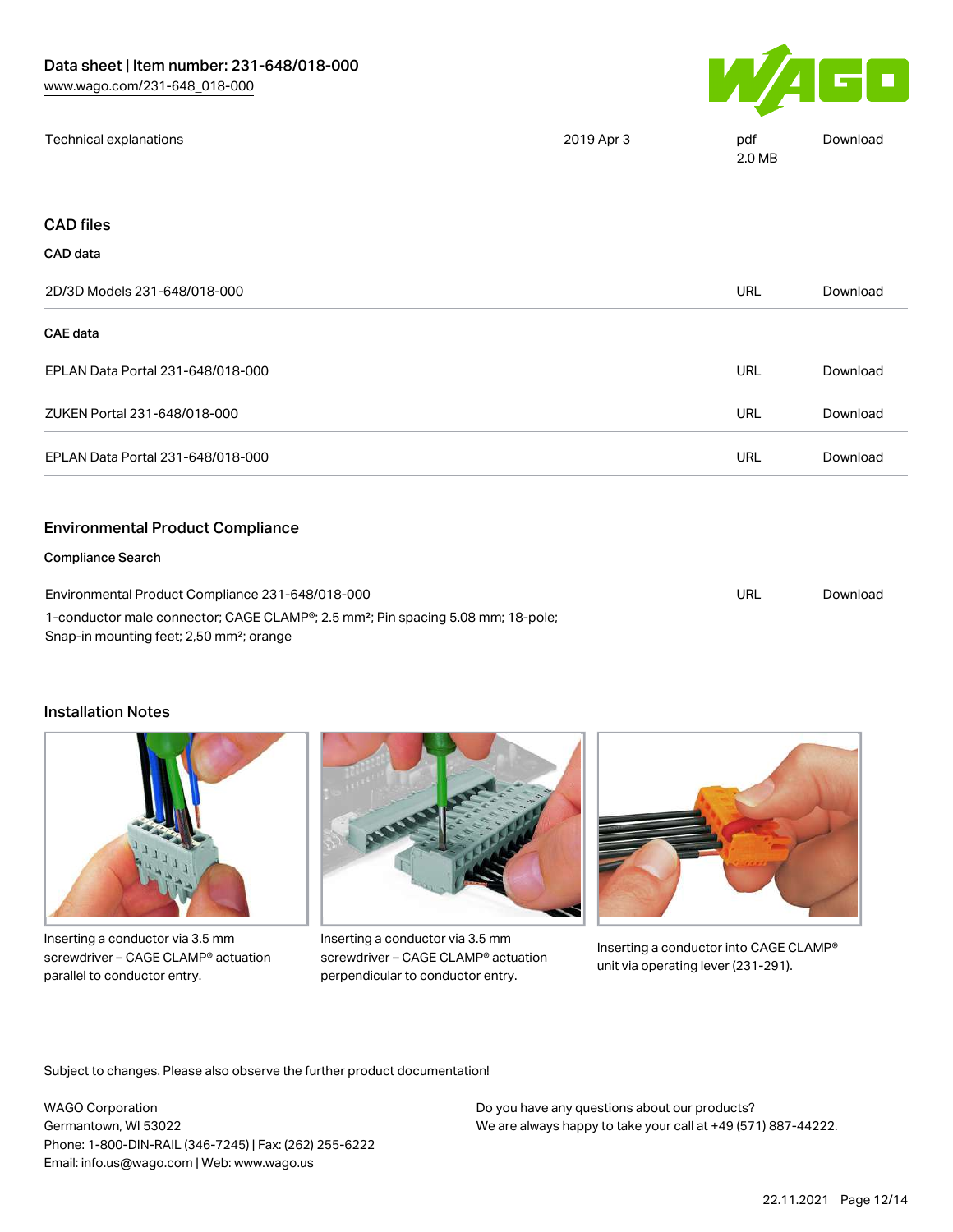| | | | |
|---|---|---|---|
| Technical explanations | 2019 Apr 3 | pdf 2.0 MB | Download |

## CAD files

### CAD data

| | | |
|---|---|---|
| 2D/3D Models 231-648/018-000 | URL | Download |

### CAE data

| | | |
|---|---|---|
| EPLAN Data Portal 231-648/018-000 | URL | Download |
| ZUKEN Portal 231-648/018-000 | URL | Download |
| EPLAN Data Portal 231-648/018-000 | URL | Download |

## Environmental Product Compliance

### Compliance Search

| | | |
|---|---|---|
| Environmental Product Compliance 231-648/018-000<br>1-conductor male connector; CAGE CLAMP®; 2.5 mm²; Pin spacing 5.08 mm; 18-pole; Snap-in mounting feet; 2,50 mm²; orange | URL | Download |

## Installation Notes

Inserting a conductor via 3.5 mm screwdriver – CAGE CLAMP® actuation parallel to conductor entry.

Inserting a conductor via 3.5 mm screwdriver – CAGE CLAMP® actuation perpendicular to conductor entry.

Inserting a conductor into CAGE CLAMP® unit via operating lever (231-291).

Subject to changes. Please also observe the further product documentation!

WAGO Corporation
Germantown, WI 53022
Phone: 1-800-DIN-RAIL (346-7245) | Fax: (262) 255-6222
Email: info.us@wago.com | Web: www.wago.us

Do you have any questions about our products?
We are always happy to take your call at +49 (571) 887-44222.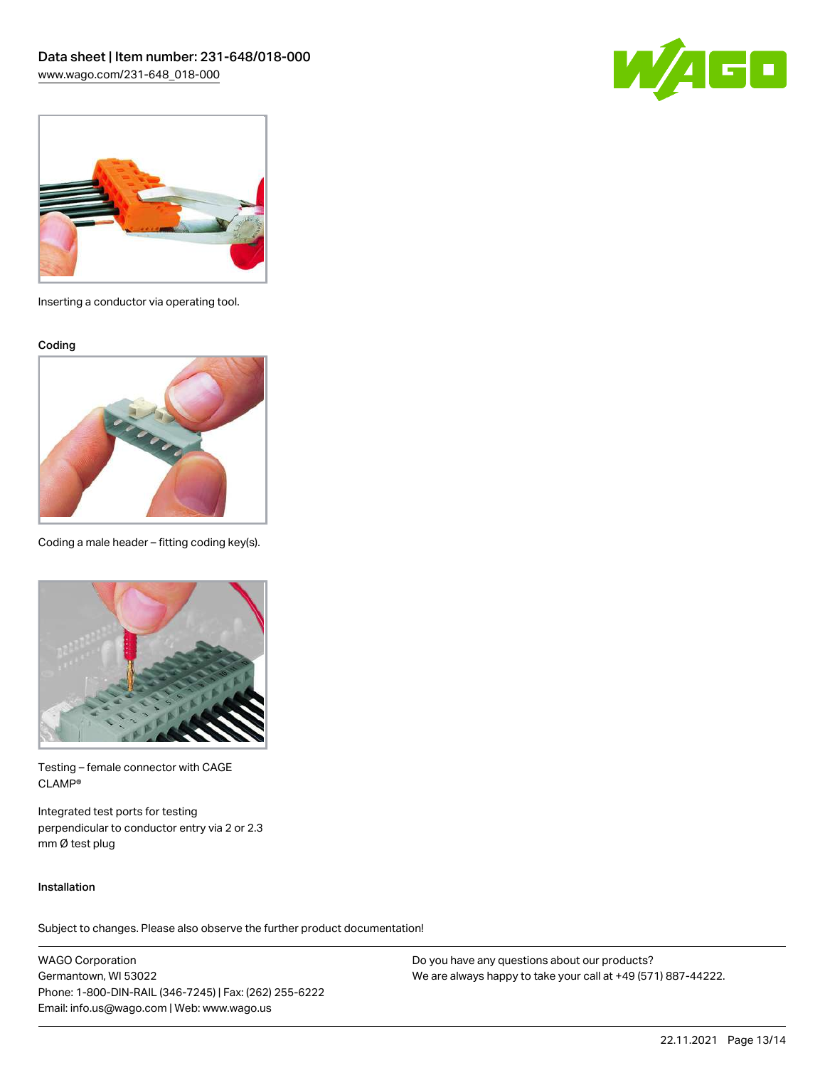Inserting a conductor via operating tool.

Coding

Coding a male header – fitting coding key(s).

Testing – female connector with CAGE CLAMP®

Integrated test ports for testing perpendicular to conductor entry via 2 or 2.3 mm Ø test plug

Installation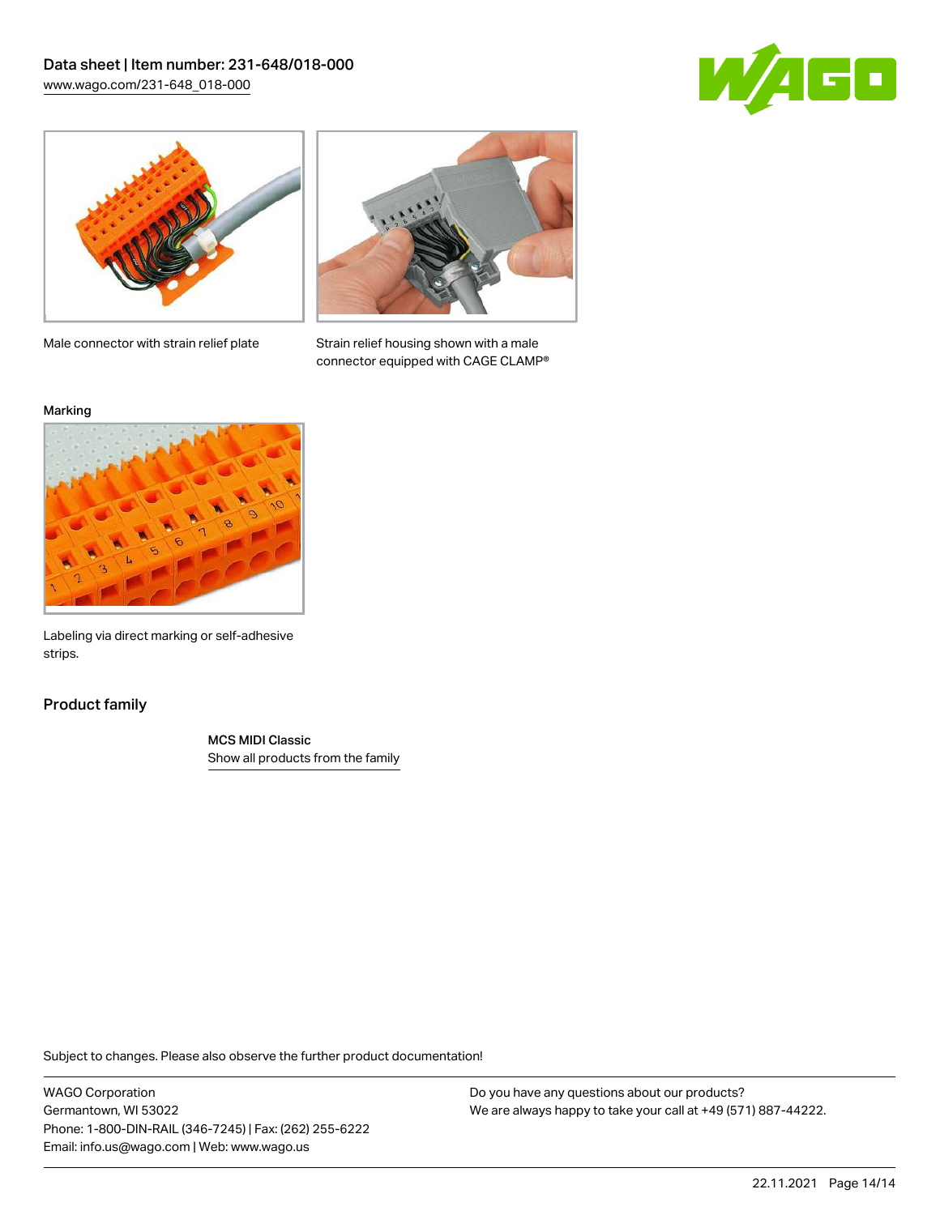Male connector with strain relief plate

Strain relief housing shown with a male connector equipped with CAGE CLAMP®

Marking

Labeling via direct marking or self-adhesive strips.

## Product family

MCS MIDI Classic
Show all products from the family

Subject to changes. Please also observe the further product documentation!